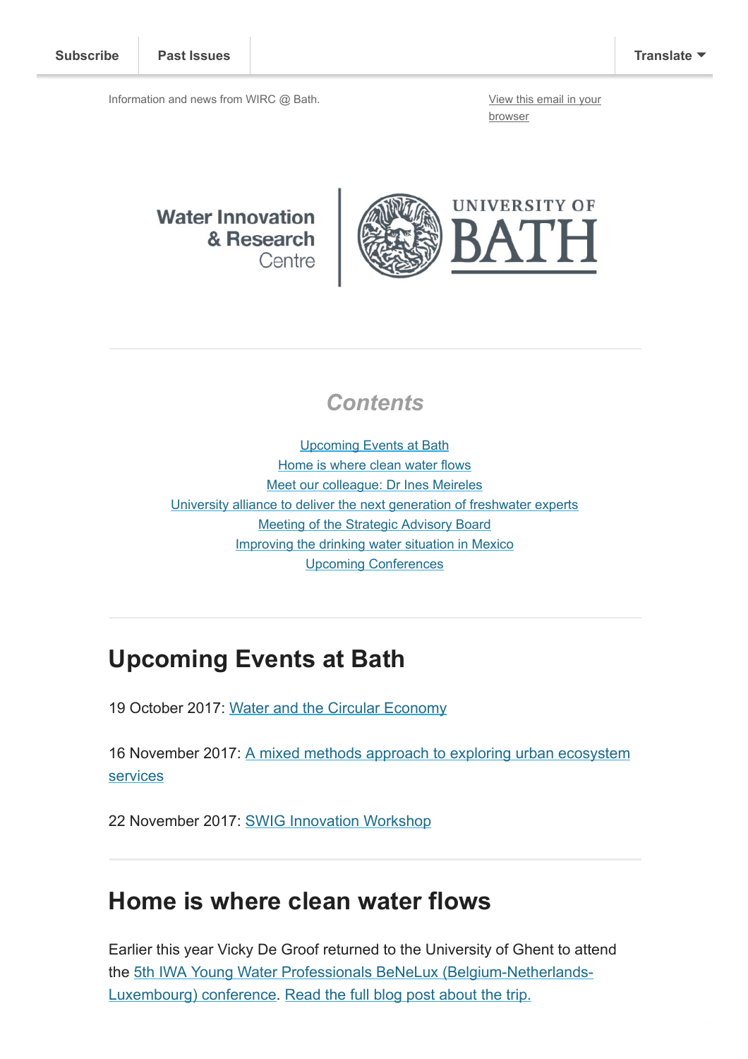Subscribe | Past Issues | Translate

Information and news from WIRC @ Bath.

View this email in your browser

Water Innovation & Research Centre | UNIVERSITY OF BATH

## Contents

Upcoming Events at Bath
Home is where clean water flows
Meet our colleague: Dr Ines Meireles
University alliance to deliver the next generation of freshwater experts
Meeting of the Strategic Advisory Board
Improving the drinking water situation in Mexico
Upcoming Conferences

# Upcoming Events at Bath

19 October 2017: Water and the Circular Economy

16 November 2017: A mixed methods approach to exploring urban ecosystem services

22 November 2017: SWIG Innovation Workshop

# Home is where clean water flows

Earlier this year Vicky De Groof returned to the University of Ghent to attend the 5th IWA Young Water Professionals BeNeLux (Belgium-Netherlands-Luxembourg) conference. Read the full blog post about the trip.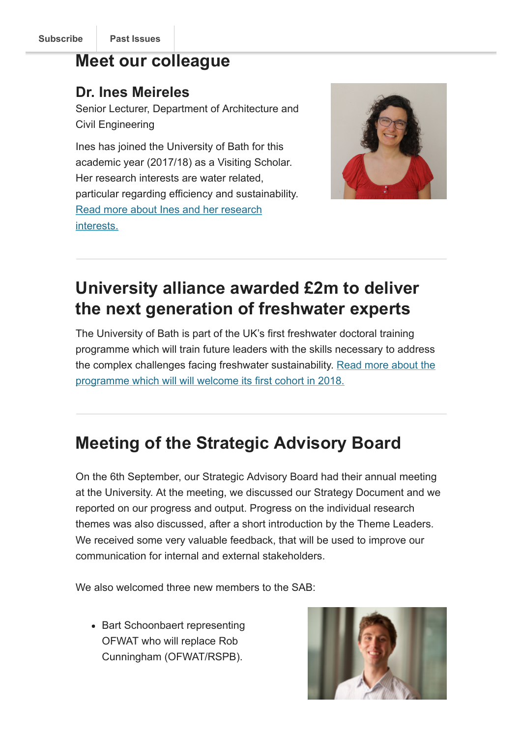Subscribe | Past Issues

## Meet our colleague

### Dr. Ines Meireles

Senior Lecturer, Department of Architecture and Civil Engineering

Ines has joined the University of Bath for this academic year (2017/18) as a Visiting Scholar. Her research interests are water related, particular regarding efficiency and sustainability. Read more about Ines and her research interests.

---

## University alliance awarded £2m to deliver the next generation of freshwater experts

The University of Bath is part of the UK's first freshwater doctoral training programme which will train future leaders with the skills necessary to address the complex challenges facing freshwater sustainability. Read more about the programme which will will welcome its first cohort in 2018.

---

## Meeting of the Strategic Advisory Board

On the 6th September, our Strategic Advisory Board had their annual meeting at the University. At the meeting, we discussed our Strategy Document and we reported on our progress and output. Progress on the individual research themes was also discussed, after a short introduction by the Theme Leaders. We received some very valuable feedback, that will be used to improve our communication for internal and external stakeholders.

We also welcomed three new members to the SAB:

- Bart Schoonbaert representing OFWAT who will replace Rob Cunningham (OFWAT/RSPB).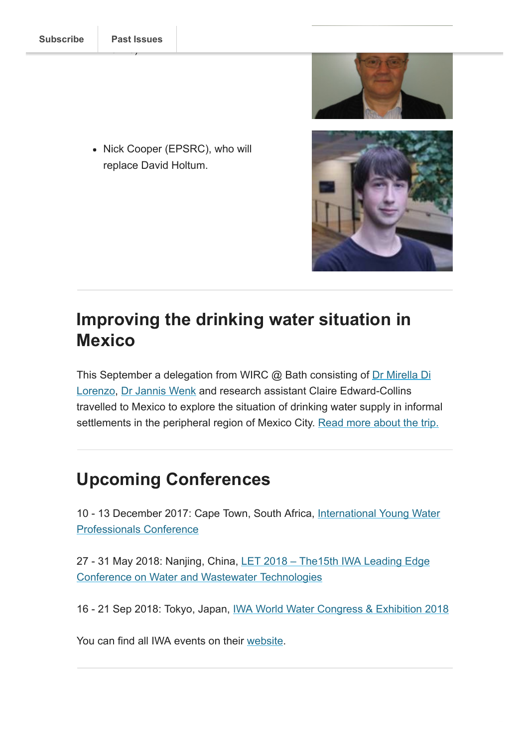- Nick Cooper (EPSRC), who will replace David Holtum.

## Improving the drinking water situation in Mexico

This September a delegation from WIRC @ Bath consisting of Dr Mirella Di Lorenzo, Dr Jannis Wenk and research assistant Claire Edward-Collins travelled to Mexico to explore the situation of drinking water supply in informal settlements in the peripheral region of Mexico City. Read more about the trip.

## Upcoming Conferences

10 - 13 December 2017: Cape Town, South Africa, International Young Water Professionals Conference

27 - 31 May 2018: Nanjing, China, LET 2018 – The15th IWA Leading Edge Conference on Water and Wastewater Technologies

16 - 21 Sep 2018: Tokyo, Japan, IWA World Water Congress & Exhibition 2018

You can find all IWA events on their website.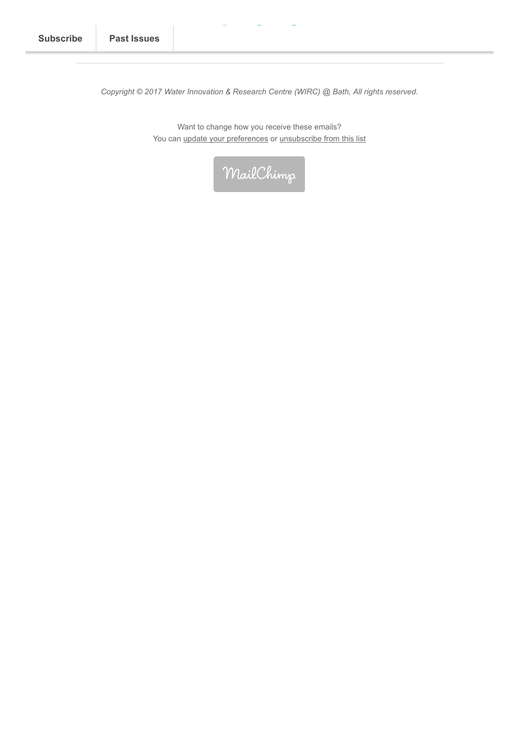Subscribe | Past Issues

*Copyright © 2017 Water Innovation & Research Centre (WIRC) @ Bath, All rights reserved.*

Want to change how you receive these emails?
You can update your preferences or unsubscribe from this list

MailChimp